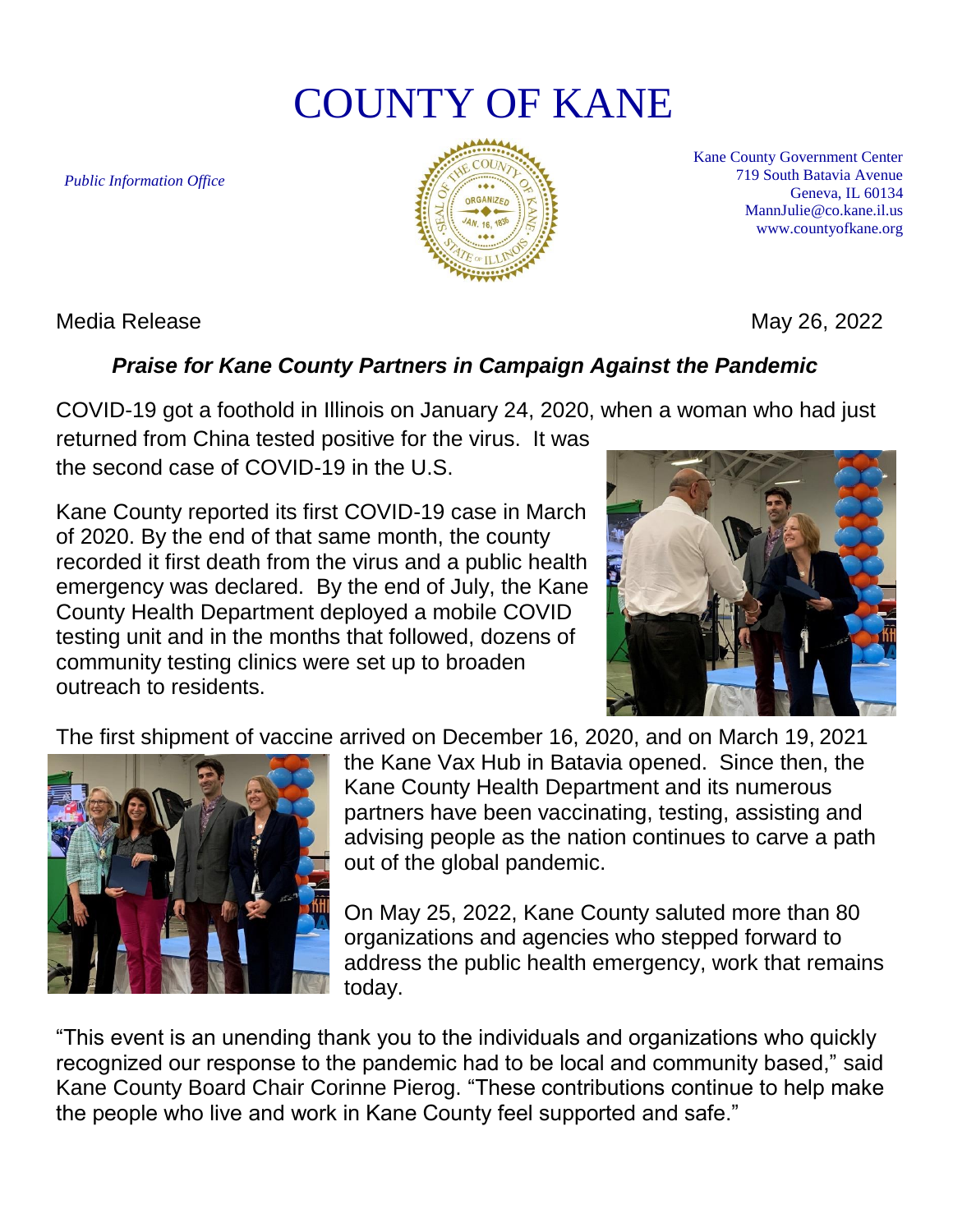# COUNTY OF KANE

*Public Information Office*

Kane County Government Center
719 South Batavia Avenue
Geneva, IL 60134
MannJulie@co.kane.il.us
www.countyofkane.org

Media Release

May 26, 2022

## *Praise for Kane County Partners in Campaign Against the Pandemic*

COVID-19 got a foothold in Illinois on January 24, 2020, when a woman who had just returned from China tested positive for the virus. It was the second case of COVID-19 in the U.S.

Kane County reported its first COVID-19 case in March of 2020. By the end of that same month, the county recorded it first death from the virus and a public health emergency was declared. By the end of July, the Kane County Health Department deployed a mobile COVID testing unit and in the months that followed, dozens of community testing clinics were set up to broaden outreach to residents.

The first shipment of vaccine arrived on December 16, 2020, and on March 19, 2021 the Kane Vax Hub in Batavia opened. Since then, the Kane County Health Department and its numerous partners have been vaccinating, testing, assisting and advising people as the nation continues to carve a path out of the global pandemic.

On May 25, 2022, Kane County saluted more than 80 organizations and agencies who stepped forward to address the public health emergency, work that remains today.

"This event is an unending thank you to the individuals and organizations who quickly recognized our response to the pandemic had to be local and community based," said Kane County Board Chair Corinne Pierog. "These contributions continue to help make the people who live and work in Kane County feel supported and safe."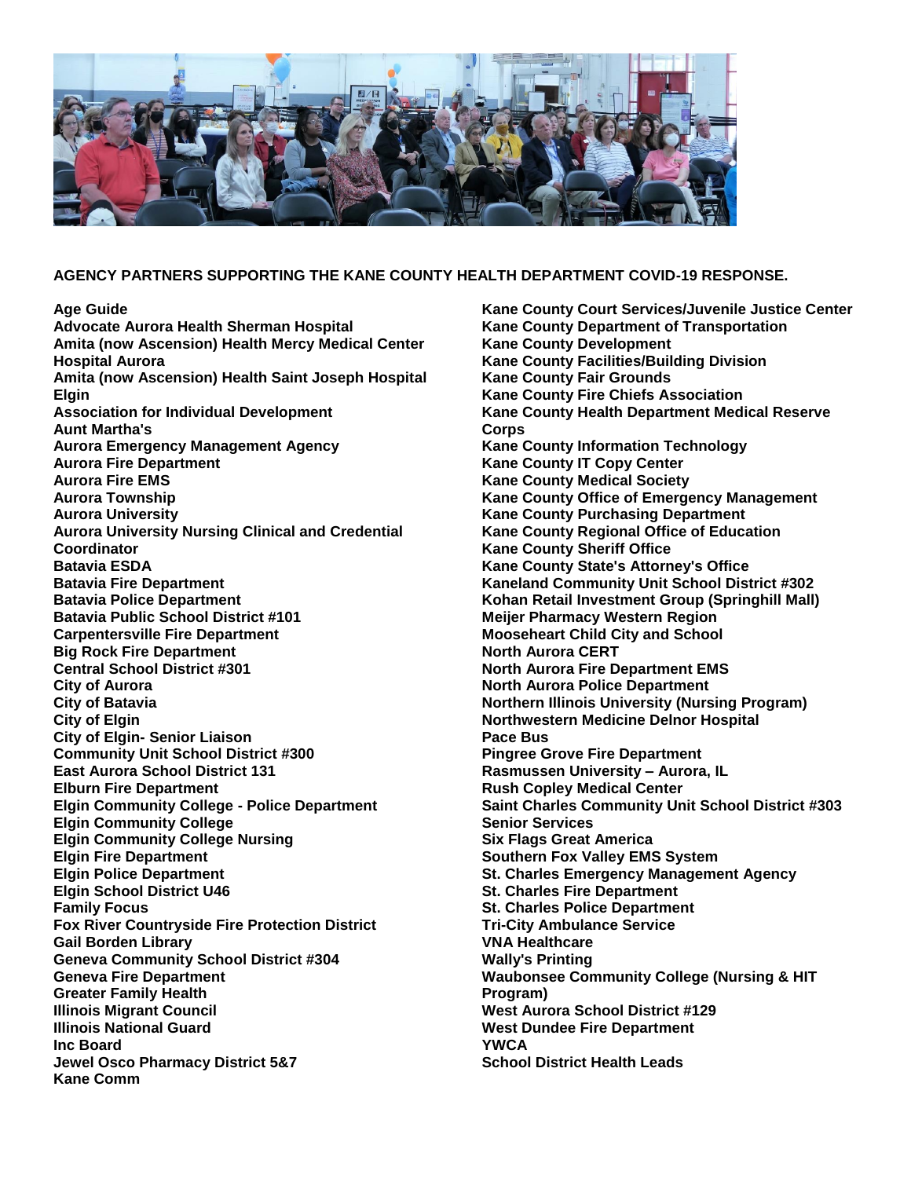**AGENCY PARTNERS SUPPORTING THE KANE COUNTY HEALTH DEPARTMENT COVID-19 RESPONSE.**

**Age Guide**
**Advocate Aurora Health Sherman Hospital**
**Amita (now Ascension) Health Mercy Medical Center Hospital Aurora**
**Amita (now Ascension) Health Saint Joseph Hospital Elgin**
**Association for Individual Development**
**Aunt Martha's**
**Aurora Emergency Management Agency**
**Aurora Fire Department**
**Aurora Fire EMS**
**Aurora Township**
**Aurora University**
**Aurora University Nursing Clinical and Credential Coordinator**
**Batavia ESDA**
**Batavia Fire Department**
**Batavia Police Department**
**Batavia Public School District #101**
**Carpentersville Fire Department**
**Big Rock Fire Department**
**Central School District #301**
**City of Aurora**
**City of Batavia**
**City of Elgin**
**City of Elgin- Senior Liaison**
**Community Unit School District #300**
**East Aurora School District 131**
**Elburn Fire Department**
**Elgin Community College - Police Department**
**Elgin Community College**
**Elgin Community College Nursing**
**Elgin Fire Department**
**Elgin Police Department**
**Elgin School District U46**
**Family Focus**
**Fox River Countryside Fire Protection District**
**Gail Borden Library**
**Geneva Community School District #304**
**Geneva Fire Department**
**Greater Family Health**
**Illinois Migrant Council**
**Illinois National Guard**
**Inc Board**
**Jewel Osco Pharmacy District 5&7**
**Kane Comm**
**Kane County Court Services/Juvenile Justice Center**
**Kane County Department of Transportation**
**Kane County Development**
**Kane County Facilities/Building Division**
**Kane County Fair Grounds**
**Kane County Fire Chiefs Association**
**Kane County Health Department Medical Reserve Corps**
**Kane County Information Technology**
**Kane County IT Copy Center**
**Kane County Medical Society**
**Kane County Office of Emergency Management**
**Kane County Purchasing Department**
**Kane County Regional Office of Education**
**Kane County Sheriff Office**
**Kane County State's Attorney's Office**
**Kaneland Community Unit School District #302**
**Kohan Retail Investment Group (Springhill Mall)**
**Meijer Pharmacy Western Region**
**Mooseheart Child City and School**
**North Aurora CERT**
**North Aurora Fire Department EMS**
**North Aurora Police Department**
**Northern Illinois University (Nursing Program)**
**Northwestern Medicine Delnor Hospital**
**Pace Bus**
**Pingree Grove Fire Department**
**Rasmussen University – Aurora, IL**
**Rush Copley Medical Center**
**Saint Charles Community Unit School District #303**
**Senior Services**
**Six Flags Great America**
**Southern Fox Valley EMS System**
**St. Charles Emergency Management Agency**
**St. Charles Fire Department**
**St. Charles Police Department**
**Tri-City Ambulance Service**
**VNA Healthcare**
**Wally's Printing**
**Waubonsee Community College (Nursing & HIT Program)**
**West Aurora School District #129**
**West Dundee Fire Department**
**YWCA**
**School District Health Leads**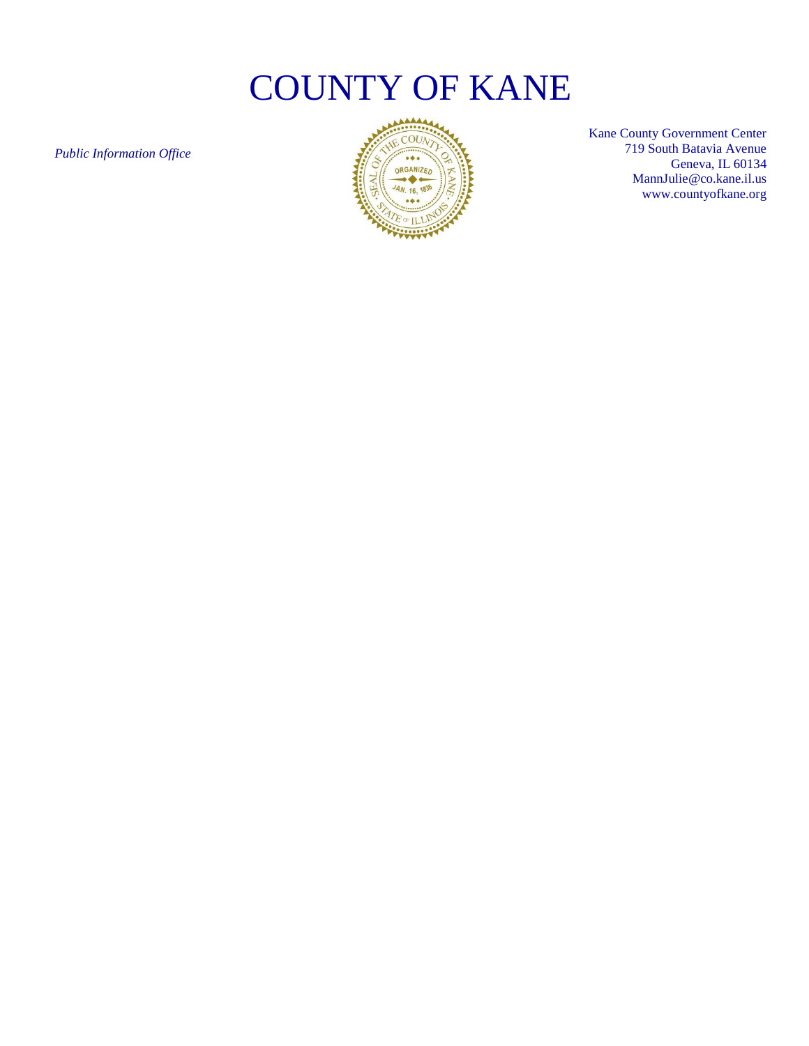# COUNTY OF KANE

*Public Information Office*

Kane County Government Center
719 South Batavia Avenue
Geneva, IL 60134
MannJulie@co.kane.il.us
www.countyofkane.org